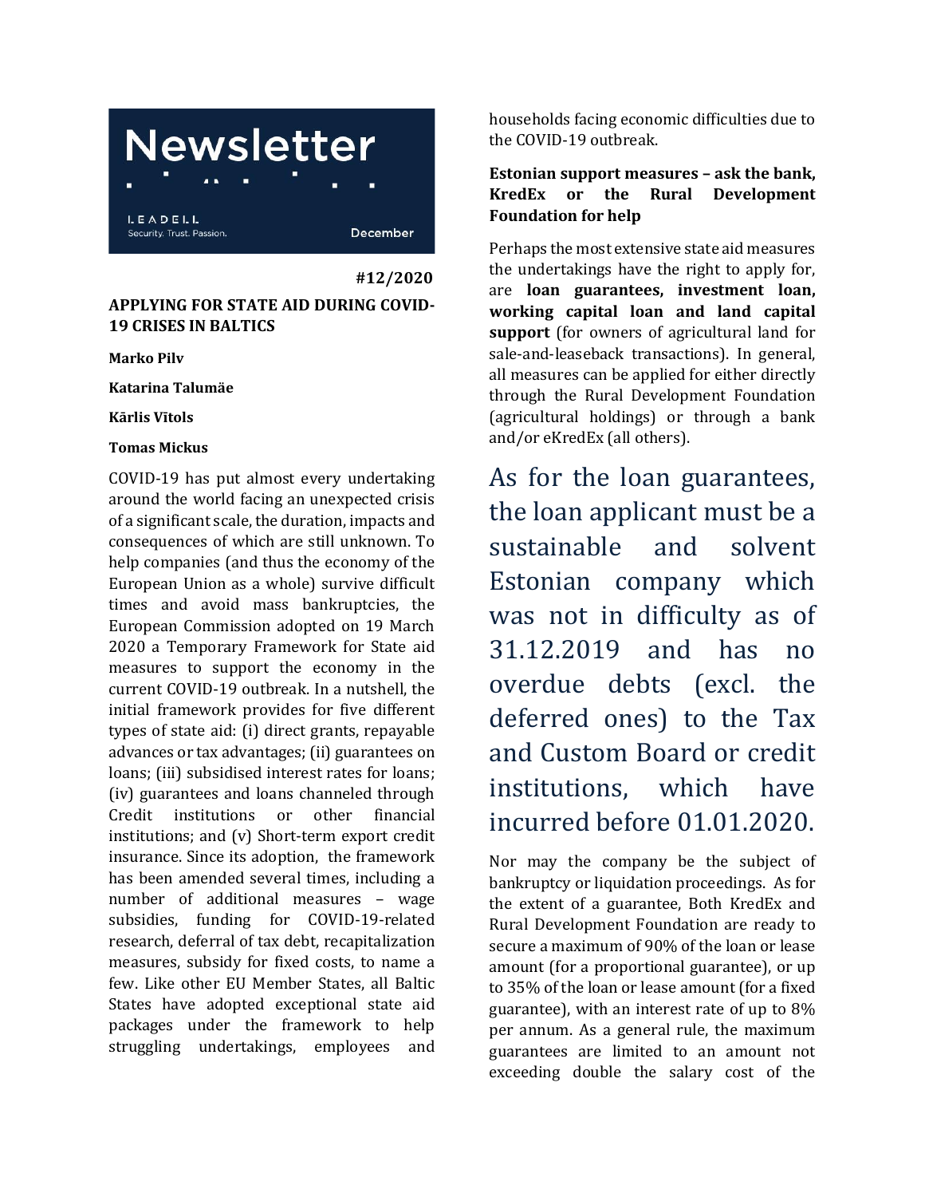Newsletter

LEADELL
Security. Trust. Passion.

December

#12/2020

## APPLYING FOR STATE AID DURING COVID-19 CRISES IN BALTICS

**Marko Pilv**

**Katarina Talumäe**

**Kārlis Vītols**

**Tomas Mickus**

COVID-19 has put almost every undertaking around the world facing an unexpected crisis of a significant scale, the duration, impacts and consequences of which are still unknown. To help companies (and thus the economy of the European Union as a whole) survive difficult times and avoid mass bankruptcies, the European Commission adopted on 19 March 2020 a Temporary Framework for State aid measures to support the economy in the current COVID-19 outbreak. In a nutshell, the initial framework provides for five different types of state aid: (i) direct grants, repayable advances or tax advantages; (ii) guarantees on loans; (iii) subsidised interest rates for loans; (iv) guarantees and loans channeled through Credit institutions or other financial institutions; and (v) Short-term export credit insurance. Since its adoption, the framework has been amended several times, including a number of additional measures – wage subsidies, funding for COVID-19-related research, deferral of tax debt, recapitalization measures, subsidy for fixed costs, to name a few. Like other EU Member States, all Baltic States have adopted exceptional state aid packages under the framework to help struggling undertakings, employees and households facing economic difficulties due to the COVID-19 outbreak.

### Estonian support measures – ask the bank, KredEx or the Rural Development Foundation for help

Perhaps the most extensive state aid measures the undertakings have the right to apply for, are **loan guarantees, investment loan, working capital loan and land capital support** (for owners of agricultural land for sale-and-leaseback transactions). In general, all measures can be applied for either directly through the Rural Development Foundation (agricultural holdings) or through a bank and/or eKredEx (all others).

As for the loan guarantees, the loan applicant must be a sustainable and solvent Estonian company which was not in difficulty as of 31.12.2019 and has no overdue debts (excl. the deferred ones) to the Tax and Custom Board or credit institutions, which have incurred before 01.01.2020.

Nor may the company be the subject of bankruptcy or liquidation proceedings. As for the extent of a guarantee, Both KredEx and Rural Development Foundation are ready to secure a maximum of 90% of the loan or lease amount (for a proportional guarantee), or up to 35% of the loan or lease amount (for a fixed guarantee), with an interest rate of up to 8% per annum. As a general rule, the maximum guarantees are limited to an amount not exceeding double the salary cost of the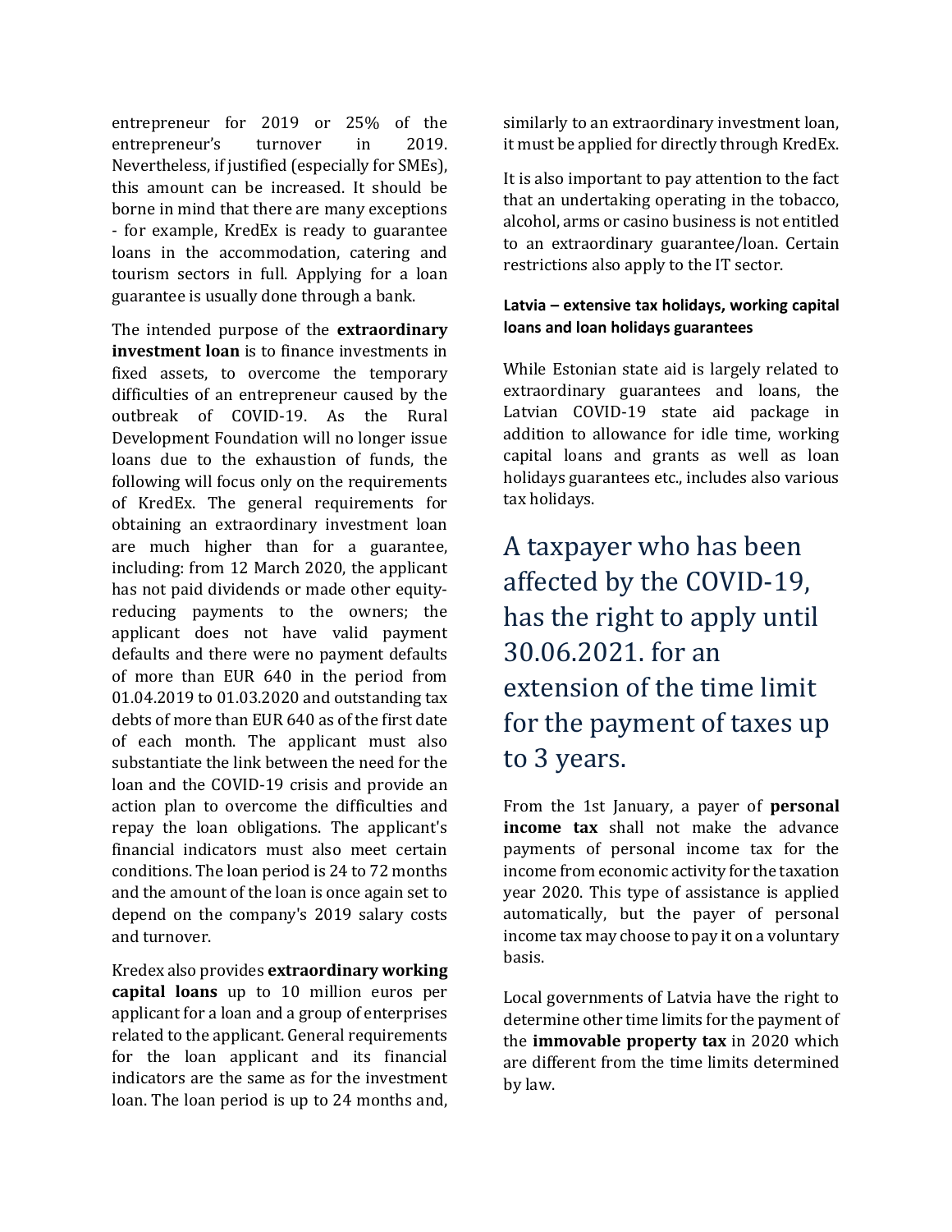entrepreneur for 2019 or 25% of the entrepreneur's turnover in 2019. Nevertheless, if justified (especially for SMEs), this amount can be increased. It should be borne in mind that there are many exceptions - for example, KredEx is ready to guarantee loans in the accommodation, catering and tourism sectors in full. Applying for a loan guarantee is usually done through a bank.

The intended purpose of the **extraordinary investment loan** is to finance investments in fixed assets, to overcome the temporary difficulties of an entrepreneur caused by the outbreak of COVID-19. As the Rural Development Foundation will no longer issue loans due to the exhaustion of funds, the following will focus only on the requirements of KredEx. The general requirements for obtaining an extraordinary investment loan are much higher than for a guarantee, including: from 12 March 2020, the applicant has not paid dividends or made other equity-reducing payments to the owners; the applicant does not have valid payment defaults and there were no payment defaults of more than EUR 640 in the period from 01.04.2019 to 01.03.2020 and outstanding tax debts of more than EUR 640 as of the first date of each month. The applicant must also substantiate the link between the need for the loan and the COVID-19 crisis and provide an action plan to overcome the difficulties and repay the loan obligations. The applicant's financial indicators must also meet certain conditions. The loan period is 24 to 72 months and the amount of the loan is once again set to depend on the company's 2019 salary costs and turnover.

Kredex also provides **extraordinary working capital loans** up to 10 million euros per applicant for a loan and a group of enterprises related to the applicant. General requirements for the loan applicant and its financial indicators are the same as for the investment loan. The loan period is up to 24 months and, similarly to an extraordinary investment loan, it must be applied for directly through KredEx.

It is also important to pay attention to the fact that an undertaking operating in the tobacco, alcohol, arms or casino business is not entitled to an extraordinary guarantee/loan. Certain restrictions also apply to the IT sector.

#### Latvia – extensive tax holidays, working capital loans and loan holidays guarantees

While Estonian state aid is largely related to extraordinary guarantees and loans, the Latvian COVID-19 state aid package in addition to allowance for idle time, working capital loans and grants as well as loan holidays guarantees etc., includes also various tax holidays.

> A taxpayer who has been affected by the COVID-19, has the right to apply until 30.06.2021. for an extension of the time limit for the payment of taxes up to 3 years.

From the 1st January, a payer of **personal income tax** shall not make the advance payments of personal income tax for the income from economic activity for the taxation year 2020. This type of assistance is applied automatically, but the payer of personal income tax may choose to pay it on a voluntary basis.

Local governments of Latvia have the right to determine other time limits for the payment of the **immovable property tax** in 2020 which are different from the time limits determined by law.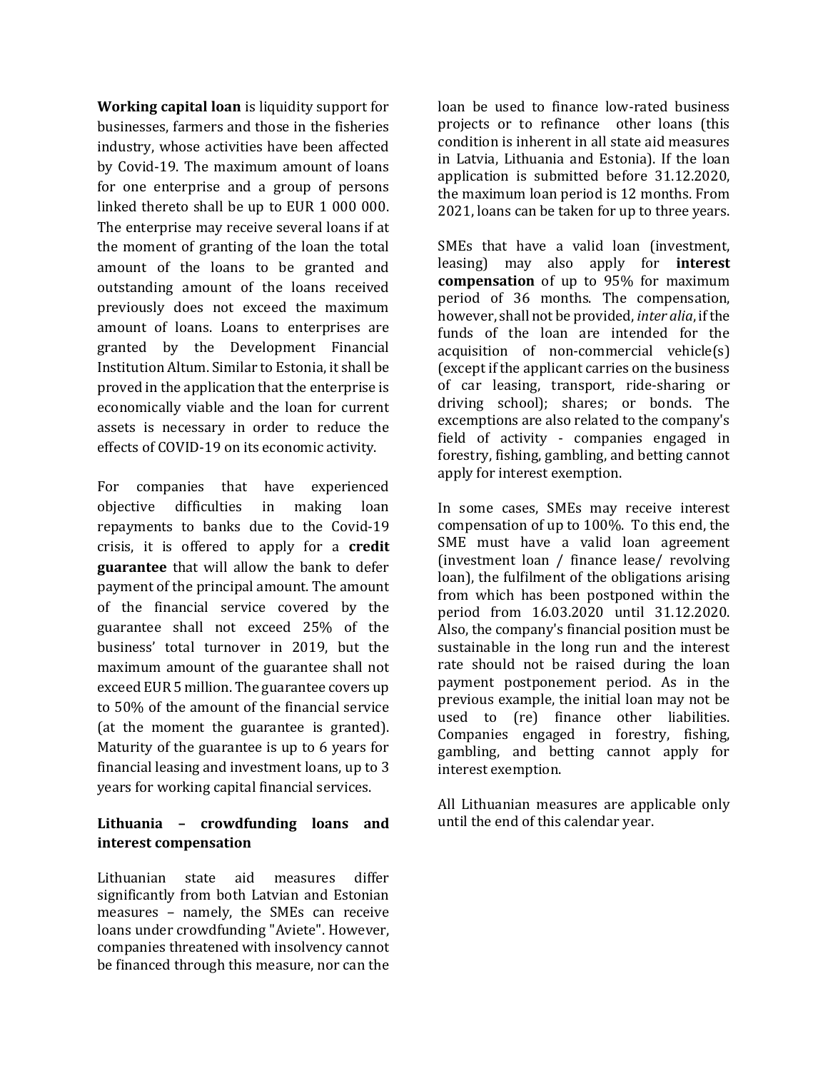**Working capital loan** is liquidity support for businesses, farmers and those in the fisheries industry, whose activities have been affected by Covid-19. The maximum amount of loans for one enterprise and a group of persons linked thereto shall be up to EUR 1 000 000. The enterprise may receive several loans if at the moment of granting of the loan the total amount of the loans to be granted and outstanding amount of the loans received previously does not exceed the maximum amount of loans. Loans to enterprises are granted by the Development Financial Institution Altum. Similar to Estonia, it shall be proved in the application that the enterprise is economically viable and the loan for current assets is necessary in order to reduce the effects of COVID-19 on its economic activity.

For companies that have experienced objective difficulties in making loan repayments to banks due to the Covid-19 crisis, it is offered to apply for a **credit guarantee** that will allow the bank to defer payment of the principal amount. The amount of the financial service covered by the guarantee shall not exceed 25% of the business' total turnover in 2019, but the maximum amount of the guarantee shall not exceed EUR 5 million. The guarantee covers up to 50% of the amount of the financial service (at the moment the guarantee is granted). Maturity of the guarantee is up to 6 years for financial leasing and investment loans, up to 3 years for working capital financial services.

### Lithuania – crowdfunding loans and interest compensation

Lithuanian state aid measures differ significantly from both Latvian and Estonian measures – namely, the SMEs can receive loans under crowdfunding "Aviete". However, companies threatened with insolvency cannot be financed through this measure, nor can the loan be used to finance low-rated business projects or to refinance other loans (this condition is inherent in all state aid measures in Latvia, Lithuania and Estonia). If the loan application is submitted before 31.12.2020, the maximum loan period is 12 months. From 2021, loans can be taken for up to three years.

SMEs that have a valid loan (investment, leasing) may also apply for **interest compensation** of up to 95% for maximum period of 36 months. The compensation, however, shall not be provided, *inter alia*, if the funds of the loan are intended for the acquisition of non-commercial vehicle(s) (except if the applicant carries on the business of car leasing, transport, ride-sharing or driving school); shares; or bonds. The excemptions are also related to the company's field of activity - companies engaged in forestry, fishing, gambling, and betting cannot apply for interest exemption.

In some cases, SMEs may receive interest compensation of up to 100%. To this end, the SME must have a valid loan agreement (investment loan / finance lease/ revolving loan), the fulfilment of the obligations arising from which has been postponed within the period from 16.03.2020 until 31.12.2020. Also, the company's financial position must be sustainable in the long run and the interest rate should not be raised during the loan payment postponement period. As in the previous example, the initial loan may not be used to (re) finance other liabilities. Companies engaged in forestry, fishing, gambling, and betting cannot apply for interest exemption.

All Lithuanian measures are applicable only until the end of this calendar year.